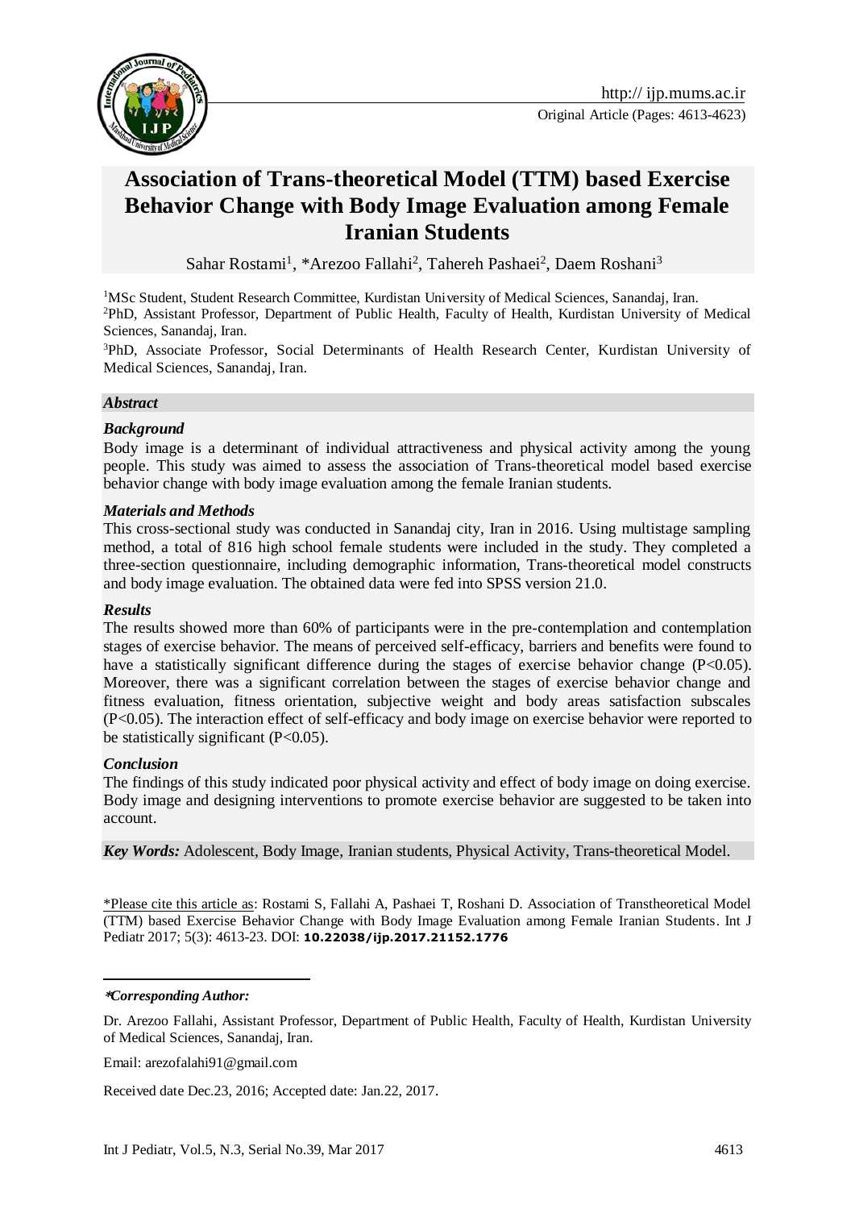# Association of Trans-theoretical Model (TTM) based Exercise Behavior Change with Body Image Evaluation among Female Iranian Students

Sahar Rostami[1], *Arezoo Fallahi[2], Tahereh Pashaei[2], Daem Roshani[3]

[1]MSc Student, Student Research Committee, Kurdistan University of Medical Sciences, Sanandaj, Iran.
[2]PhD, Assistant Professor, Department of Public Health, Faculty of Health, Kurdistan University of Medical Sciences, Sanandaj, Iran.
[3]PhD, Associate Professor, Social Determinants of Health Research Center, Kurdistan University of Medical Sciences, Sanandaj, Iran.

## *Abstract*

### *Background*

Body image is a determinant of individual attractiveness and physical activity among the young people. This study was aimed to assess the association of Trans-theoretical model based exercise behavior change with body image evaluation among the female Iranian students.

### *Materials and Methods*

This cross-sectional study was conducted in Sanandaj city, Iran in 2016. Using multistage sampling method, a total of 816 high school female students were included in the study. They completed a three-section questionnaire, including demographic information, Trans-theoretical model constructs and body image evaluation. The obtained data were fed into SPSS version 21.0.

### *Results*

The results showed more than 60% of participants were in the pre-contemplation and contemplation stages of exercise behavior. The means of perceived self-efficacy, barriers and benefits were found to have a statistically significant difference during the stages of exercise behavior change ($P<0.05$). Moreover, there was a significant correlation between the stages of exercise behavior change and fitness evaluation, fitness orientation, subjective weight and body areas satisfaction subscales ($P<0.05$). The interaction effect of self-efficacy and body image on exercise behavior were reported to be statistically significant ($P<0.05$).

### *Conclusion*

The findings of this study indicated poor physical activity and effect of body image on doing exercise. Body image and designing interventions to promote exercise behavior are suggested to be taken into account.

***Key Words:*** Adolescent, Body Image, Iranian students, Physical Activity, Trans-theoretical Model.

\*Please cite this article as: Rostami S, Fallahi A, Pashaei T, Roshani D. Association of Transtheoretical Model (TTM) based Exercise Behavior Change with Body Image Evaluation among Female Iranian Students. Int J Pediatr 2017; 5(3): 4613-23. DOI: **10.22038/ijp.2017.21152.1776**

***Corresponding Author:***

Dr. Arezoo Fallahi, Assistant Professor, Department of Public Health, Faculty of Health, Kurdistan University of Medical Sciences, Sanandaj, Iran.

Email: arezofalahi91@gmail.com

Received date Dec.23, 2016; Accepted date: Jan.22, 2017.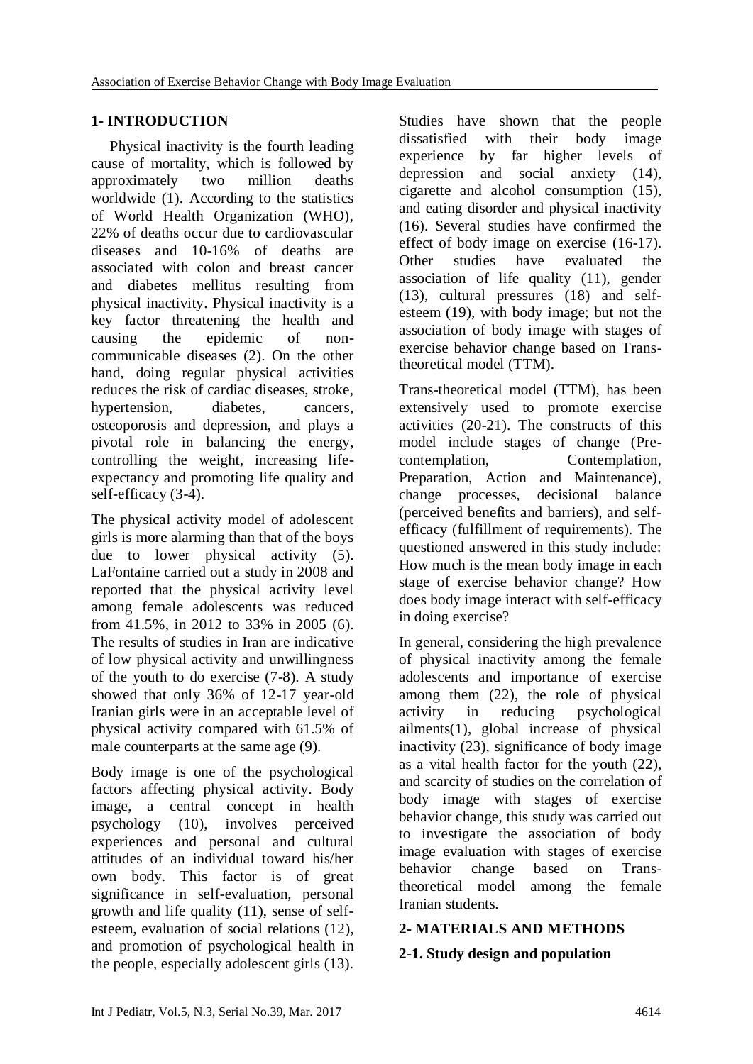## 1- INTRODUCTION

Physical inactivity is the fourth leading cause of mortality, which is followed by approximately two million deaths worldwide (1). According to the statistics of World Health Organization (WHO), 22% of deaths occur due to cardiovascular diseases and 10-16% of deaths are associated with colon and breast cancer and diabetes mellitus resulting from physical inactivity. Physical inactivity is a key factor threatening the health and causing the epidemic of non-communicable diseases (2). On the other hand, doing regular physical activities reduces the risk of cardiac diseases, stroke, hypertension, diabetes, cancers, osteoporosis and depression, and plays a pivotal role in balancing the energy, controlling the weight, increasing life-expectancy and promoting life quality and self-efficacy (3-4).

The physical activity model of adolescent girls is more alarming than that of the boys due to lower physical activity (5). LaFontaine carried out a study in 2008 and reported that the physical activity level among female adolescents was reduced from 41.5%, in 2012 to 33% in 2005 (6). The results of studies in Iran are indicative of low physical activity and unwillingness of the youth to do exercise (7-8). A study showed that only 36% of 12-17 year-old Iranian girls were in an acceptable level of physical activity compared with 61.5% of male counterparts at the same age (9).

Body image is one of the psychological factors affecting physical activity. Body image, a central concept in health psychology (10), involves perceived experiences and personal and cultural attitudes of an individual toward his/her own body. This factor is of great significance in self-evaluation, personal growth and life quality (11), sense of self-esteem, evaluation of social relations (12), and promotion of psychological health in the people, especially adolescent girls (13). Studies have shown that the people dissatisfied with their body image experience by far higher levels of depression and social anxiety (14), cigarette and alcohol consumption (15), and eating disorder and physical inactivity (16). Several studies have confirmed the effect of body image on exercise (16-17). Other studies have evaluated the association of life quality (11), gender (13), cultural pressures (18) and self-esteem (19), with body image; but not the association of body image with stages of exercise behavior change based on Trans-theoretical model (TTM).

Trans-theoretical model (TTM), has been extensively used to promote exercise activities (20-21). The constructs of this model include stages of change (Pre-contemplation, Contemplation, Preparation, Action and Maintenance), change processes, decisional balance (perceived benefits and barriers), and self-efficacy (fulfillment of requirements). The questioned answered in this study include: How much is the mean body image in each stage of exercise behavior change? How does body image interact with self-efficacy in doing exercise?

In general, considering the high prevalence of physical inactivity among the female adolescents and importance of exercise among them (22), the role of physical activity in reducing psychological ailments(1), global increase of physical inactivity (23), significance of body image as a vital health factor for the youth (22), and scarcity of studies on the correlation of body image with stages of exercise behavior change, this study was carried out to investigate the association of body image evaluation with stages of exercise behavior change based on Trans-theoretical model among the female Iranian students.

## 2- MATERIALS AND METHODS

### 2-1. Study design and population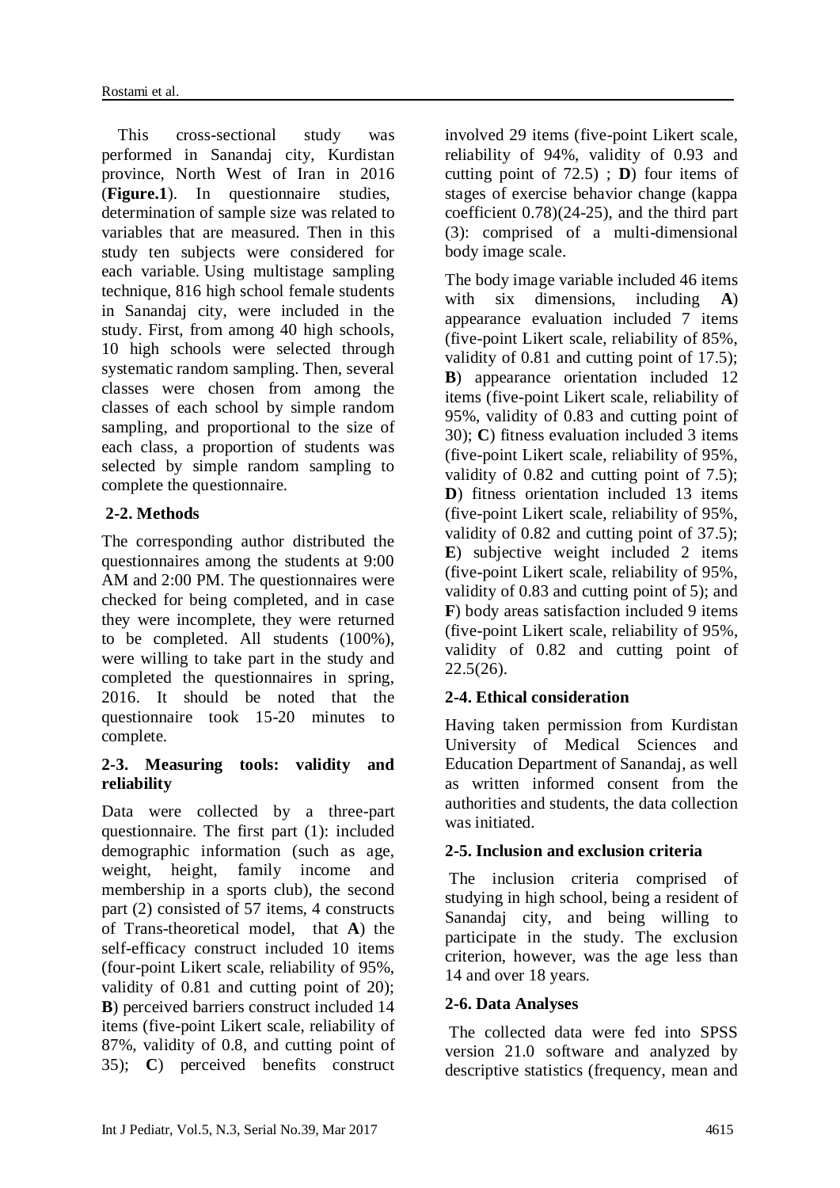This cross-sectional study was performed in Sanandaj city, Kurdistan province, North West of Iran in 2016 (**Figure.1**). In questionnaire studies, determination of sample size was related to variables that are measured. Then in this study ten subjects were considered for each variable. Using multistage sampling technique, 816 high school female students in Sanandaj city, were included in the study. First, from among 40 high schools, 10 high schools were selected through systematic random sampling. Then, several classes were chosen from among the classes of each school by simple random sampling, and proportional to the size of each class, a proportion of students was selected by simple random sampling to complete the questionnaire.

## 2-2. Methods

The corresponding author distributed the questionnaires among the students at 9:00 AM and 2:00 PM. The questionnaires were checked for being completed, and in case they were incomplete, they were returned to be completed. All students (100%), were willing to take part in the study and completed the questionnaires in spring, 2016. It should be noted that the questionnaire took 15-20 minutes to complete.

## 2-3. Measuring tools: validity and reliability

Data were collected by a three-part questionnaire. The first part (1): included demographic information (such as age, weight, height, family income and membership in a sports club), the second part (2) consisted of 57 items, 4 constructs of Trans-theoretical model, that **A**) the self-efficacy construct included 10 items (four-point Likert scale, reliability of 95%, validity of 0.81 and cutting point of 20); **B**) perceived barriers construct included 14 items (five-point Likert scale, reliability of 87%, validity of 0.8, and cutting point of 35); **C**) perceived benefits construct involved 29 items (five-point Likert scale, reliability of 94%, validity of 0.93 and cutting point of 72.5) ; **D**) four items of stages of exercise behavior change (kappa coefficient 0.78)(24-25), and the third part (3): comprised of a multi-dimensional body image scale.

The body image variable included 46 items with six dimensions, including **A**) appearance evaluation included 7 items (five-point Likert scale, reliability of 85%, validity of 0.81 and cutting point of 17.5); **B**) appearance orientation included 12 items (five-point Likert scale, reliability of 95%, validity of 0.83 and cutting point of 30); **C**) fitness evaluation included 3 items (five-point Likert scale, reliability of 95%, validity of 0.82 and cutting point of 7.5); **D**) fitness orientation included 13 items (five-point Likert scale, reliability of 95%, validity of 0.82 and cutting point of 37.5); **E**) subjective weight included 2 items (five-point Likert scale, reliability of 95%, validity of 0.83 and cutting point of 5); and **F**) body areas satisfaction included 9 items (five-point Likert scale, reliability of 95%, validity of 0.82 and cutting point of 22.5(26).

## 2-4. Ethical consideration

Having taken permission from Kurdistan University of Medical Sciences and Education Department of Sanandaj, as well as written informed consent from the authorities and students, the data collection was initiated.

## 2-5. Inclusion and exclusion criteria

The inclusion criteria comprised of studying in high school, being a resident of Sanandaj city, and being willing to participate in the study. The exclusion criterion, however, was the age less than 14 and over 18 years.

## 2-6. Data Analyses

The collected data were fed into SPSS version 21.0 software and analyzed by descriptive statistics (frequency, mean and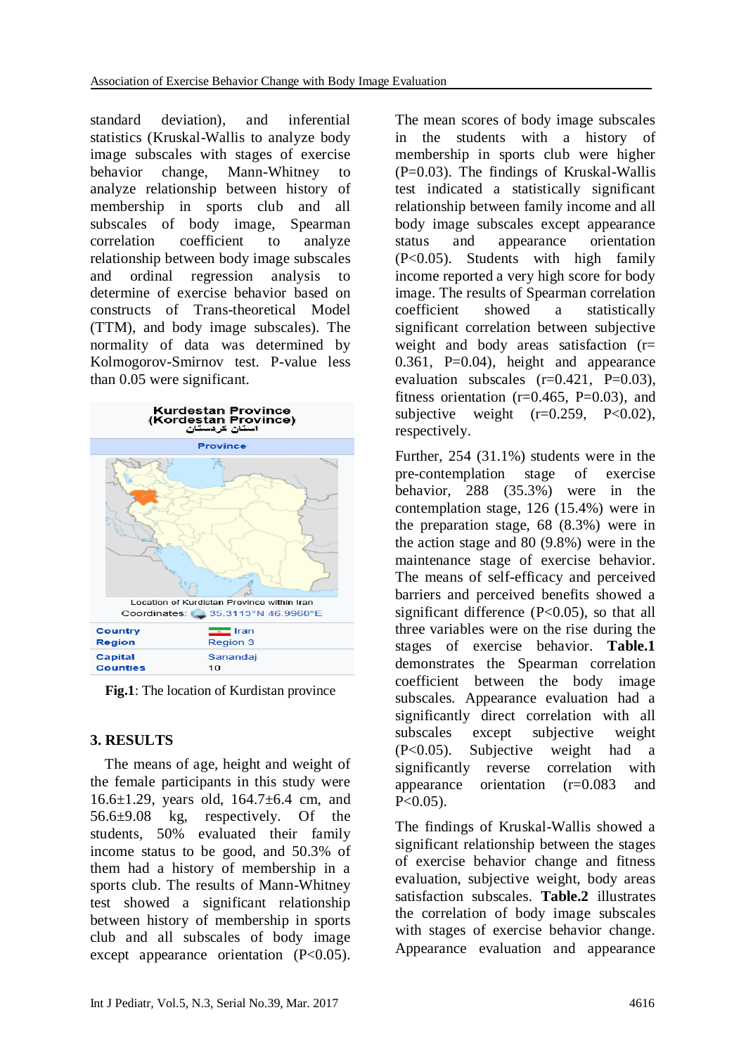standard deviation), and inferential statistics (Kruskal-Wallis to analyze body image subscales with stages of exercise behavior change, Mann-Whitney to analyze relationship between history of membership in sports club and all subscales of body image, Spearman correlation coefficient to analyze relationship between body image subscales and ordinal regression analysis to determine of exercise behavior based on constructs of Trans-theoretical Model (TTM), and body image subscales). The normality of data was determined by Kolmogorov-Smirnov test. P-value less than 0.05 were significant.

| Kurdestan Province (Kordestan Province) استان کردستان | |
|---|---|
| Province | |
| Location of Kurdistan Province within Iran | |
| Coordinates: 35.3113°N 46.9960°E | |
| Country | Iran |
| Region | Region 3 |
| Capital | Sanandaj |
| Counties | 10 |

**Fig.1**: The location of Kurdistan province

## 3. RESULTS

The means of age, height and weight of the female participants in this study were 16.6±1.29, years old, 164.7±6.4 cm, and 56.6±9.08 kg, respectively. Of the students, 50% evaluated their family income status to be good, and 50.3% of them had a history of membership in a sports club. The results of Mann-Whitney test showed a significant relationship between history of membership in sports club and all subscales of body image except appearance orientation (P<0.05). The mean scores of body image subscales in the students with a history of membership in sports club were higher (P=0.03). The findings of Kruskal-Wallis test indicated a statistically significant relationship between family income and all body image subscales except appearance status and appearance orientation (P<0.05). Students with high family income reported a very high score for body image. The results of Spearman correlation coefficient showed a statistically significant correlation between subjective weight and body areas satisfaction (r= 0.361, P=0.04), height and appearance evaluation subscales (r=0.421, P=0.03), fitness orientation (r=0.465, P=0.03), and subjective weight (r=0.259, P<0.02), respectively.

Further, 254 (31.1%) students were in the pre-contemplation stage of exercise behavior, 288 (35.3%) were in the contemplation stage, 126 (15.4%) were in the preparation stage, 68 (8.3%) were in the action stage and 80 (9.8%) were in the maintenance stage of exercise behavior. The means of self-efficacy and perceived barriers and perceived benefits showed a significant difference (P<0.05), so that all three variables were on the rise during the stages of exercise behavior. **Table.1** demonstrates the Spearman correlation coefficient between the body image subscales. Appearance evaluation had a significantly direct correlation with all subscales except subjective weight (P<0.05). Subjective weight had a significantly reverse correlation with appearance orientation (r=0.083 and P<0.05).

The findings of Kruskal-Wallis showed a significant relationship between the stages of exercise behavior change and fitness evaluation, subjective weight, body areas satisfaction subscales. **Table.2** illustrates the correlation of body image subscales with stages of exercise behavior change. Appearance evaluation and appearance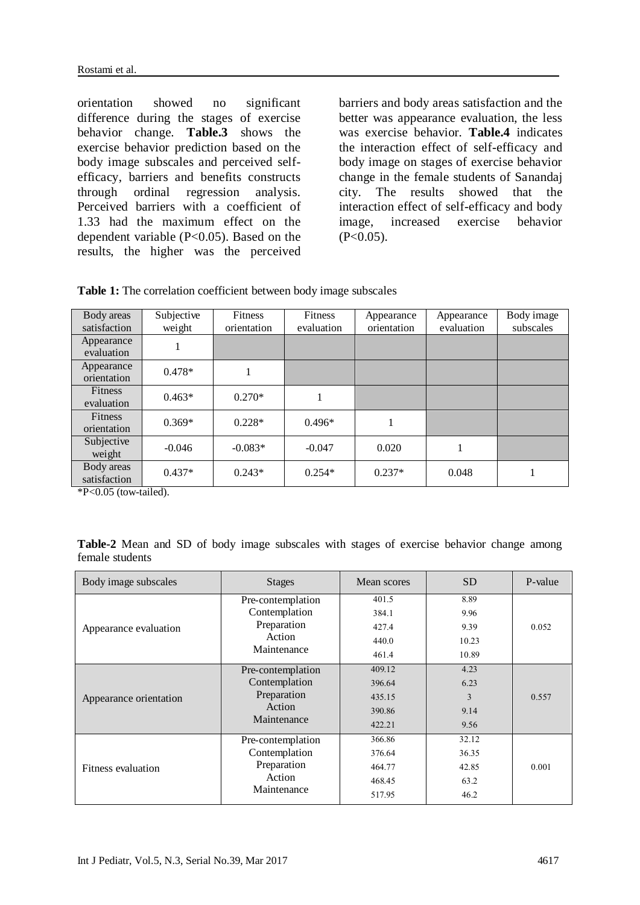orientation showed no significant difference during the stages of exercise behavior change. **Table.3** shows the exercise behavior prediction based on the body image subscales and perceived self-efficacy, barriers and benefits constructs through ordinal regression analysis. Perceived barriers with a coefficient of 1.33 had the maximum effect on the dependent variable (P<0.05). Based on the results, the higher was the perceived barriers and body areas satisfaction and the better was appearance evaluation, the less was exercise behavior. **Table.4** indicates the interaction effect of self-efficacy and body image on stages of exercise behavior change in the female students of Sanandaj city. The results showed that the interaction effect of self-efficacy and body image, increased exercise behavior (P<0.05).

**Table 1:** The correlation coefficient between body image subscales

| Body areas satisfaction | Subjective weight | Fitness orientation | Fitness evaluation | Appearance orientation | Appearance evaluation | Body image subscales |
|---|---|---|---|---|---|---|
| Appearance evaluation | 1 | | | | | |
| Appearance orientation | 0.478* | 1 | | | | |
| Fitness evaluation | 0.463* | 0.270* | 1 | | | |
| Fitness orientation | 0.369* | 0.228* | 0.496* | 1 | | |
| Subjective weight | -0.046 | -0.083* | -0.047 | 0.020 | 1 | |
| Body areas satisfaction | 0.437* | 0.243* | 0.254* | 0.237* | 0.048 | 1 |

*P<0.05 (tow-tailed).

**Table-2** Mean and SD of body image subscales with stages of exercise behavior change among female students

| Body image subscales | Stages | Mean scores | SD | P-value |
|---|---|---|---|---|
| Appearance evaluation | Pre-contemplation | 401.5 | 8.89 | 0.052 |
| | Contemplation | 384.1 | 9.96 | |
| | Preparation | 427.4 | 9.39 | |
| | Action | 440.0 | 10.23 | |
| | Maintenance | 461.4 | 10.89 | |
| Appearance orientation | Pre-contemplation | 409.12 | 4.23 | 0.557 |
| | Contemplation | 396.64 | 6.23 | |
| | Preparation | 435.15 | 3 | |
| | Action | 390.86 | 9.14 | |
| | Maintenance | 422.21 | 9.56 | |
| Fitness evaluation | Pre-contemplation | 366.86 | 32.12 | 0.001 |
| | Contemplation | 376.64 | 36.35 | |
| | Preparation | 464.77 | 42.85 | |
| | Action | 468.45 | 63.2 | |
| | Maintenance | 517.95 | 46.2 | |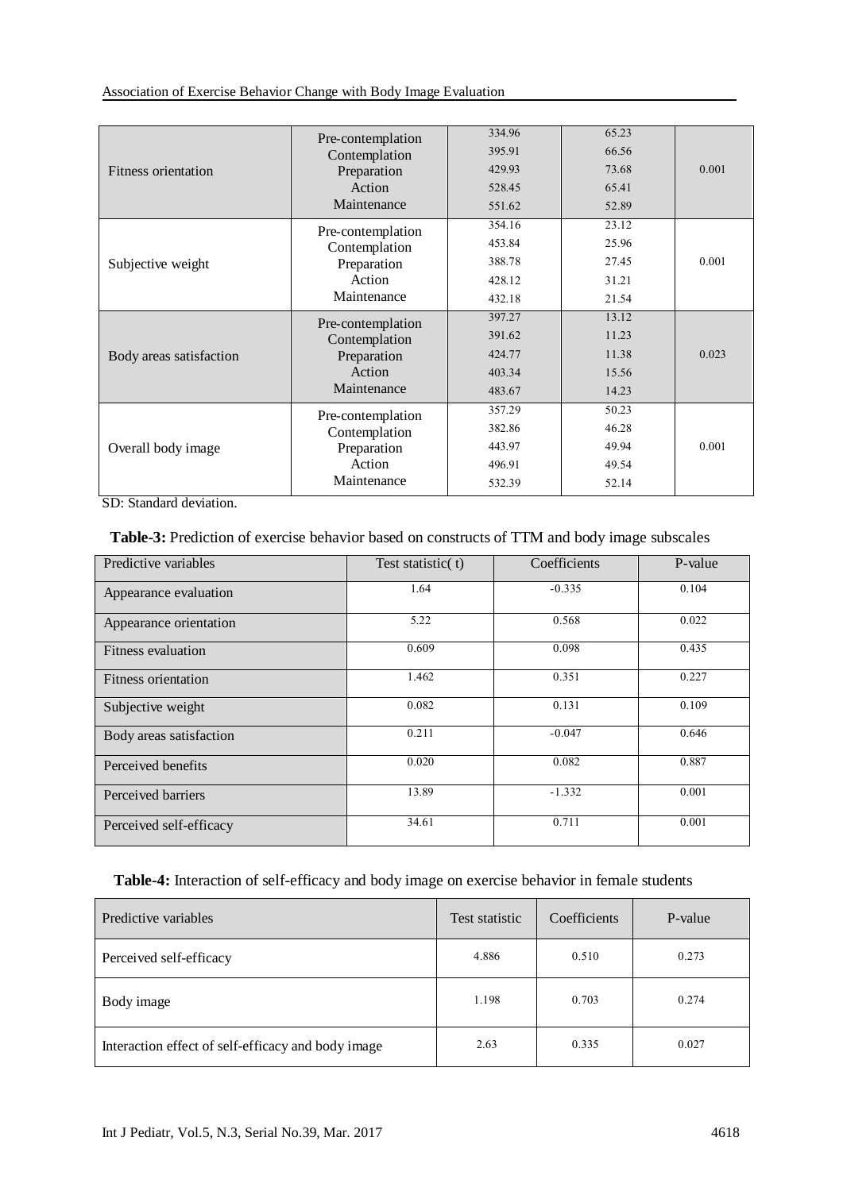| | | | | |
|---|---|---|---|---|
| Fitness orientation | Pre-contemplation | 334.96 | 65.23 | 0.001 |
| | Contemplation | 395.91 | 66.56 | |
| | Preparation | 429.93 | 73.68 | |
| | Action | 528.45 | 65.41 | |
| | Maintenance | 551.62 | 52.89 | |
| Subjective weight | Pre-contemplation | 354.16 | 23.12 | 0.001 |
| | Contemplation | 453.84 | 25.96 | |
| | Preparation | 388.78 | 27.45 | |
| | Action | 428.12 | 31.21 | |
| | Maintenance | 432.18 | 21.54 | |
| Body areas satisfaction | Pre-contemplation | 397.27 | 13.12 | 0.023 |
| | Contemplation | 391.62 | 11.23 | |
| | Preparation | 424.77 | 11.38 | |
| | Action | 403.34 | 15.56 | |
| | Maintenance | 483.67 | 14.23 | |
| Overall body image | Pre-contemplation | 357.29 | 50.23 | 0.001 |
| | Contemplation | 382.86 | 46.28 | |
| | Preparation | 443.97 | 49.94 | |
| | Action | 496.91 | 49.54 | |
| | Maintenance | 532.39 | 52.14 | |

SD: Standard deviation.

**Table-3:** Prediction of exercise behavior based on constructs of TTM and body image subscales

| Predictive variables | Test statistic( t) | Coefficients | P-value |
|---|---|---|---|
| Appearance evaluation | 1.64 | -0.335 | 0.104 |
| Appearance orientation | 5.22 | 0.568 | 0.022 |
| Fitness evaluation | 0.609 | 0.098 | 0.435 |
| Fitness orientation | 1.462 | 0.351 | 0.227 |
| Subjective weight | 0.082 | 0.131 | 0.109 |
| Body areas satisfaction | 0.211 | -0.047 | 0.646 |
| Perceived benefits | 0.020 | 0.082 | 0.887 |
| Perceived barriers | 13.89 | -1.332 | 0.001 |
| Perceived self-efficacy | 34.61 | 0.711 | 0.001 |

**Table-4:** Interaction of self-efficacy and body image on exercise behavior in female students

| Predictive variables | Test statistic | Coefficients | P-value |
|---|---|---|---|
| Perceived self-efficacy | 4.886 | 0.510 | 0.273 |
| Body image | 1.198 | 0.703 | 0.274 |
| Interaction effect of self-efficacy and body image | 2.63 | 0.335 | 0.027 |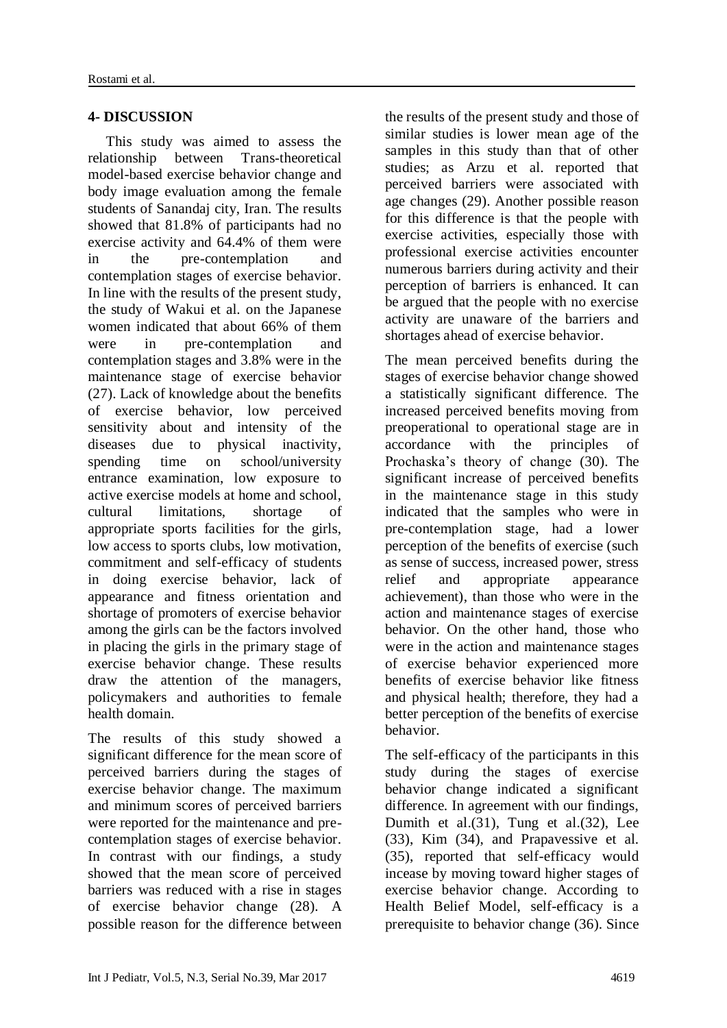## 4- DISCUSSION

This study was aimed to assess the relationship between Trans-theoretical model-based exercise behavior change and body image evaluation among the female students of Sanandaj city, Iran. The results showed that 81.8% of participants had no exercise activity and 64.4% of them were in the pre-contemplation and contemplation stages of exercise behavior. In line with the results of the present study, the study of Wakui et al. on the Japanese women indicated that about 66% of them were in pre-contemplation and contemplation stages and 3.8% were in the maintenance stage of exercise behavior (27). Lack of knowledge about the benefits of exercise behavior, low perceived sensitivity about and intensity of the diseases due to physical inactivity, spending time on school/university entrance examination, low exposure to active exercise models at home and school, cultural limitations, shortage of appropriate sports facilities for the girls, low access to sports clubs, low motivation, commitment and self-efficacy of students in doing exercise behavior, lack of appearance and fitness orientation and shortage of promoters of exercise behavior among the girls can be the factors involved in placing the girls in the primary stage of exercise behavior change. These results draw the attention of the managers, policymakers and authorities to female health domain.

The results of this study showed a significant difference for the mean score of perceived barriers during the stages of exercise behavior change. The maximum and minimum scores of perceived barriers were reported for the maintenance and pre-contemplation stages of exercise behavior. In contrast with our findings, a study showed that the mean score of perceived barriers was reduced with a rise in stages of exercise behavior change (28). A possible reason for the difference between the results of the present study and those of similar studies is lower mean age of the samples in this study than that of other studies; as Arzu et al. reported that perceived barriers were associated with age changes (29). Another possible reason for this difference is that the people with exercise activities, especially those with professional exercise activities encounter numerous barriers during activity and their perception of barriers is enhanced. It can be argued that the people with no exercise activity are unaware of the barriers and shortages ahead of exercise behavior.

The mean perceived benefits during the stages of exercise behavior change showed a statistically significant difference. The increased perceived benefits moving from preoperational to operational stage are in accordance with the principles of Prochaska's theory of change (30). The significant increase of perceived benefits in the maintenance stage in this study indicated that the samples who were in pre-contemplation stage, had a lower perception of the benefits of exercise (such as sense of success, increased power, stress relief and appropriate appearance achievement), than those who were in the action and maintenance stages of exercise behavior. On the other hand, those who were in the action and maintenance stages of exercise behavior experienced more benefits of exercise behavior like fitness and physical health; therefore, they had a better perception of the benefits of exercise behavior.

The self-efficacy of the participants in this study during the stages of exercise behavior change indicated a significant difference. In agreement with our findings, Dumith et al.(31), Tung et al.(32), Lee (33), Kim (34), and Prapavessive et al. (35), reported that self-efficacy would incease by moving toward higher stages of exercise behavior change. According to Health Belief Model, self-efficacy is a prerequisite to behavior change (36). Since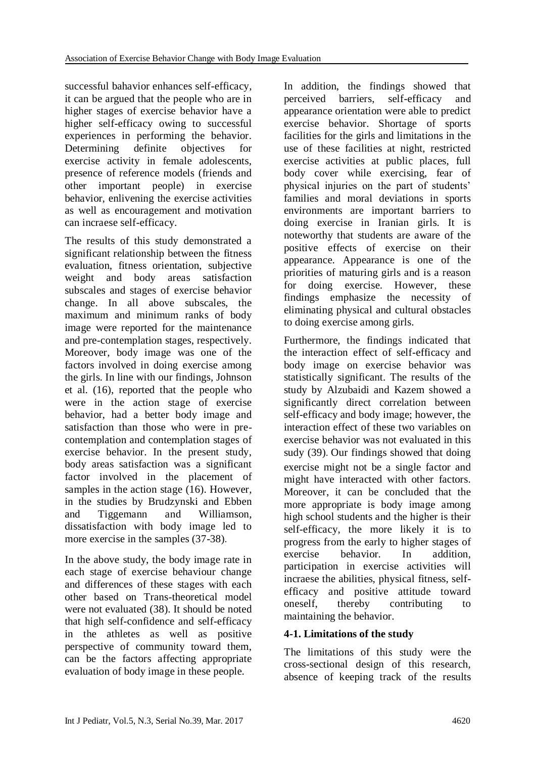successful bahavior enhances self-efficacy, it can be argued that the people who are in higher stages of exercise behavior have a higher self-efficacy owing to successful experiences in performing the behavior. Determining definite objectives for exercise activity in female adolescents, presence of reference models (friends and other important people) in exercise behavior, enlivening the exercise activities as well as encouragement and motivation can incraese self-efficacy.

The results of this study demonstrated a significant relationship between the fitness evaluation, fitness orientation, subjective weight and body areas satisfaction subscales and stages of exercise behavior change. In all above subscales, the maximum and minimum ranks of body image were reported for the maintenance and pre-contemplation stages, respectively. Moreover, body image was one of the factors involved in doing exercise among the girls. In line with our findings, Johnson et al. (16), reported that the people who were in the action stage of exercise behavior, had a better body image and satisfaction than those who were in pre-contemplation and contemplation stages of exercise behavior. In the present study, body areas satisfaction was a significant factor involved in the placement of samples in the action stage (16). However, in the studies by Brudzynski and Ebben and Tiggemann and Williamson, dissatisfaction with body image led to more exercise in the samples (37-38).

In the above study, the body image rate in each stage of exercise behaviour change and differences of these stages with each other based on Trans-theoretical model were not evaluated (38). It should be noted that high self-confidence and self-efficacy in the athletes as well as positive perspective of community toward them, can be the factors affecting appropriate evaluation of body image in these people.

In addition, the findings showed that perceived barriers, self-efficacy and appearance orientation were able to predict exercise behavior. Shortage of sports facilities for the girls and limitations in the use of these facilities at night, restricted exercise activities at public places, full body cover while exercising, fear of physical injuries on the part of students' families and moral deviations in sports environments are important barriers to doing exercise in Iranian girls. It is noteworthy that students are aware of the positive effects of exercise on their appearance. Appearance is one of the priorities of maturing girls and is a reason for doing exercise. However, these findings emphasize the necessity of eliminating physical and cultural obstacles to doing exercise among girls.

Furthermore, the findings indicated that the interaction effect of self-efficacy and body image on exercise behavior was statistically significant. The results of the study by Alzubaidi and Kazem showed a significantly direct correlation between self-efficacy and body image; however, the interaction effect of these two variables on exercise behavior was not evaluated in this sudy (39). Our findings showed that doing exercise might not be a single factor and might have interacted with other factors. Moreover, it can be concluded that the more appropriate is body image among high school students and the higher is their self-efficacy, the more likely it is to progress from the early to higher stages of exercise behavior. In addition, participation in exercise activities will incraese the abilities, physical fitness, self-efficacy and positive attitude toward oneself, thereby contributing to maintaining the behavior.

### 4-1. Limitations of the study

The limitations of this study were the cross-sectional design of this research, absence of keeping track of the results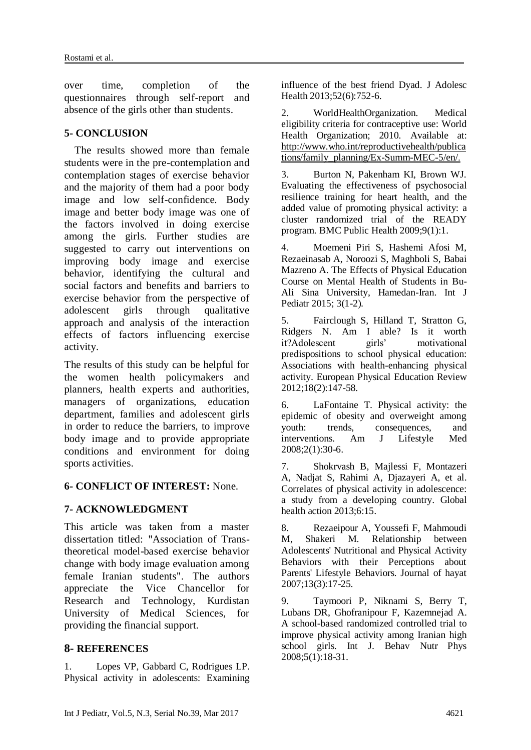over time, completion of the questionnaires through self-report and absence of the girls other than students.

## 5- CONCLUSION

The results showed more than female students were in the pre-contemplation and contemplation stages of exercise behavior and the majority of them had a poor body image and low self-confidence. Body image and better body image was one of the factors involved in doing exercise among the girls. Further studies are suggested to carry out interventions on improving body image and exercise behavior, identifying the cultural and social factors and benefits and barriers to exercise behavior from the perspective of adolescent girls through qualitative approach and analysis of the interaction effects of factors influencing exercise activity.

The results of this study can be helpful for the women health policymakers and planners, health experts and authorities, managers of organizations, education department, families and adolescent girls in order to reduce the barriers, to improve body image and to provide appropriate conditions and environment for doing sports activities.

## 6- CONFLICT OF INTEREST: None.

## 7- ACKNOWLEDGMENT

This article was taken from a master dissertation titled: "Association of Trans-theoretical model-based exercise behavior change with body image evaluation among female Iranian students". The authors appreciate the Vice Chancellor for Research and Technology, Kurdistan University of Medical Sciences, for providing the financial support.

## 8- REFERENCES

1. Lopes VP, Gabbard C, Rodrigues LP. Physical activity in adolescents: Examining influence of the best friend Dyad. J Adolesc Health 2013;52(6):752-6.

2. WorldHealthOrganization. Medical eligibility criteria for contraceptive use: World Health Organization; 2010. Available at: http://www.who.int/reproductivehealth/publications/family_planning/Ex-Summ-MEC-5/en/.

3. Burton N, Pakenham KI, Brown WJ. Evaluating the effectiveness of psychosocial resilience training for heart health, and the added value of promoting physical activity: a cluster randomized trial of the READY program. BMC Public Health 2009;9(1):1.

4. Moemeni Piri S, Hashemi Afosi M, Rezaeinasab A, Noroozi S, Maghboli S, Babai Mazreno A. The Effects of Physical Education Course on Mental Health of Students in Bu-Ali Sina University, Hamedan-Iran. Int J Pediatr 2015; 3(1-2).

5. Fairclough S, Hilland T, Stratton G, Ridgers N. Am I able? Is it worth it?Adolescent girls' motivational predispositions to school physical education: Associations with health-enhancing physical activity. European Physical Education Review 2012;18(2):147-58.

6. LaFontaine T. Physical activity: the epidemic of obesity and overweight among youth: trends, consequences, and interventions. Am J Lifestyle Med 2008;2(1):30-6.

7. Shokrvash B, Majlessi F, Montazeri A, Nadjat S, Rahimi A, Djazayeri A, et al. Correlates of physical activity in adolescence: a study from a developing country. Global health action 2013;6:15.

8. Rezaeipour A, Youssefi F, Mahmoudi M, Shakeri M. Relationship between Adolescents' Nutritional and Physical Activity Behaviors with their Perceptions about Parents' Lifestyle Behaviors. Journal of hayat 2007;13(3):17-25.

9. Taymoori P, Niknami S, Berry T, Lubans DR, Ghofranipour F, Kazemnejad A. A school-based randomized controlled trial to improve physical activity among Iranian high school girls. Int J. Behav Nutr Phys 2008;5(1):18-31.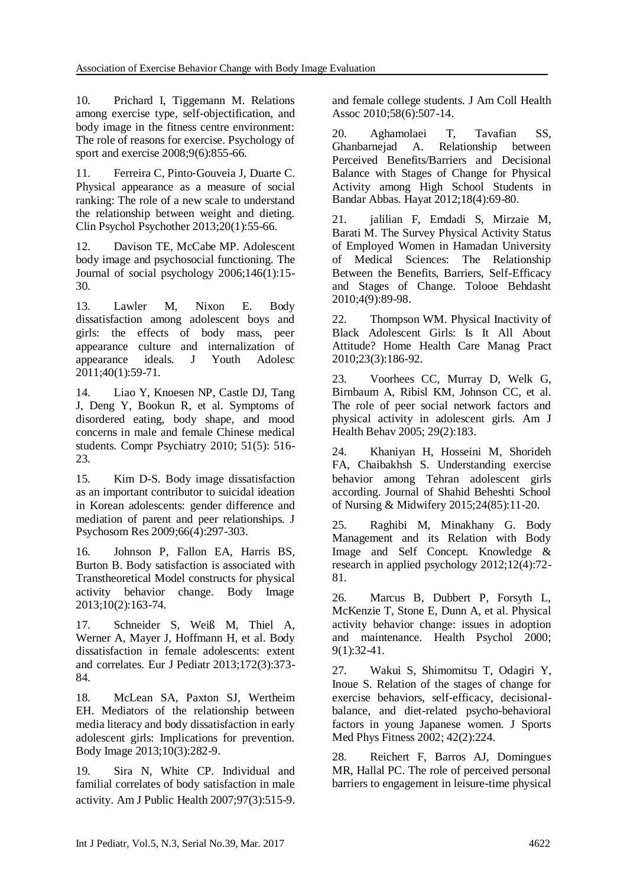10. Prichard I, Tiggemann M. Relations among exercise type, self-objectification, and body image in the fitness centre environment: The role of reasons for exercise. Psychology of sport and exercise 2008;9(6):855-66.

11. Ferreira C, Pinto‐Gouveia J, Duarte C. Physical appearance as a measure of social ranking: The role of a new scale to understand the relationship between weight and dieting. Clin Psychol Psychother 2013;20(1):55-66.

12. Davison TE, McCabe MP. Adolescent body image and psychosocial functioning. The Journal of social psychology 2006;146(1):15-30.

13. Lawler M, Nixon E. Body dissatisfaction among adolescent boys and girls: the effects of body mass, peer appearance culture and internalization of appearance ideals. J Youth Adolesc 2011;40(1):59-71.

14. Liao Y, Knoesen NP, Castle DJ, Tang J, Deng Y, Bookun R, et al. Symptoms of disordered eating, body shape, and mood concerns in male and female Chinese medical students. Compr Psychiatry 2010; 51(5): 516-23.

15. Kim D-S. Body image dissatisfaction as an important contributor to suicidal ideation in Korean adolescents: gender difference and mediation of parent and peer relationships. J Psychosom Res 2009;66(4):297-303.

16. Johnson P, Fallon EA, Harris BS, Burton B. Body satisfaction is associated with Transtheoretical Model constructs for physical activity behavior change. Body Image 2013;10(2):163-74.

17. Schneider S, Weiß M, Thiel A, Werner A, Mayer J, Hoffmann H, et al. Body dissatisfaction in female adolescents: extent and correlates. Eur J Pediatr 2013;172(3):373-84.

18. McLean SA, Paxton SJ, Wertheim EH. Mediators of the relationship between media literacy and body dissatisfaction in early adolescent girls: Implications for prevention. Body Image 2013;10(3):282-9.

19. Sira N, White CP. Individual and familial correlates of body satisfaction in male activity. Am J Public Health 2007;97(3):515-9. and female college students. J Am Coll Health Assoc 2010;58(6):507-14.

20. Aghamolaei T, Tavafian SS, Ghanbarnejad A. Relationship between Perceived Benefits/Barriers and Decisional Balance with Stages of Change for Physical Activity among High School Students in Bandar Abbas. Hayat 2012;18(4):69-80.

21. jalilian F, Emdadi S, Mirzaie M, Barati M. The Survey Physical Activity Status of Employed Women in Hamadan University of Medical Sciences: The Relationship Between the Benefits, Barriers, Self-Efficacy and Stages of Change. Tolooe Behdasht 2010;4(9):89-98.

22. Thompson WM. Physical Inactivity of Black Adolescent Girls: Is It All About Attitude? Home Health Care Manag Pract 2010;23(3):186-92.

23. Voorhees CC, Murray D, Welk G, Birnbaum A, Ribisl KM, Johnson CC, et al. The role of peer social network factors and physical activity in adolescent girls. Am J Health Behav 2005; 29(2):183.

24. Khaniyan H, Hosseini M, Shorideh FA, Chaibakhsh S. Understanding exercise behavior among Tehran adolescent girls according. Journal of Shahid Beheshti School of Nursing & Midwifery 2015;24(85):11-20.

25. Raghibi M, Minakhany G. Body Management and its Relation with Body Image and Self Concept. Knowledge & research in applied psychology 2012;12(4):72-81.

26. Marcus B, Dubbert P, Forsyth L, McKenzie T, Stone E, Dunn A, et al. Physical activity behavior change: issues in adoption and maintenance. Health Psychol 2000; 9(1):32-41.

27. Wakui S, Shimomitsu T, Odagiri Y, Inoue S. Relation of the stages of change for exercise behaviors, self-efficacy, decisional-balance, and diet-related psycho-behavioral factors in young Japanese women. J Sports Med Phys Fitness 2002; 42(2):224.

28. Reichert F, Barros AJ, Domingues MR, Hallal PC. The role of perceived personal barriers to engagement in leisure-time physical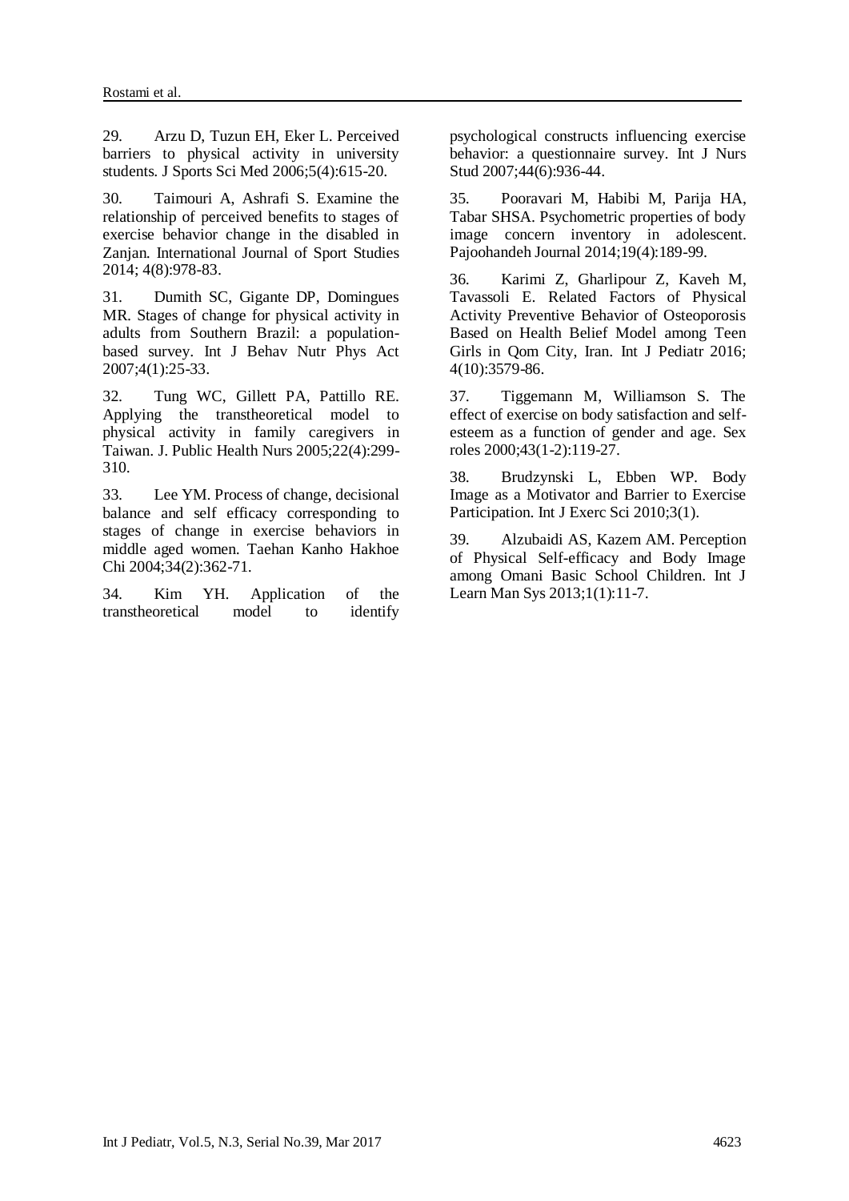29. Arzu D, Tuzun EH, Eker L. Perceived barriers to physical activity in university students. J Sports Sci Med 2006;5(4):615-20.

30. Taimouri A, Ashrafi S. Examine the relationship of perceived benefits to stages of exercise behavior change in the disabled in Zanjan. International Journal of Sport Studies 2014; 4(8):978-83.

31. Dumith SC, Gigante DP, Domingues MR. Stages of change for physical activity in adults from Southern Brazil: a population-based survey. Int J Behav Nutr Phys Act 2007;4(1):25-33.

32. Tung WC, Gillett PA, Pattillo RE. Applying the transtheoretical model to physical activity in family caregivers in Taiwan. J. Public Health Nurs 2005;22(4):299-310.

33. Lee YM. Process of change, decisional balance and self efficacy corresponding to stages of change in exercise behaviors in middle aged women. Taehan Kanho Hakhoe Chi 2004;34(2):362-71.

34. Kim YH. Application of the transtheoretical model to identify psychological constructs influencing exercise behavior: a questionnaire survey. Int J Nurs Stud 2007;44(6):936-44.

35. Pooravari M, Habibi M, Parija HA, Tabar SHSA. Psychometric properties of body image concern inventory in adolescent. Pajoohandeh Journal 2014;19(4):189-99.

36. Karimi Z, Gharlipour Z, Kaveh M, Tavassoli E. Related Factors of Physical Activity Preventive Behavior of Osteoporosis Based on Health Belief Model among Teen Girls in Qom City, Iran. Int J Pediatr 2016; 4(10):3579-86.

37. Tiggemann M, Williamson S. The effect of exercise on body satisfaction and self-esteem as a function of gender and age. Sex roles 2000;43(1-2):119-27.

38. Brudzynski L, Ebben WP. Body Image as a Motivator and Barrier to Exercise Participation. Int J Exerc Sci 2010;3(1).

39. Alzubaidi AS, Kazem AM. Perception of Physical Self-efficacy and Body Image among Omani Basic School Children. Int J Learn Man Sys 2013;1(1):11-7.